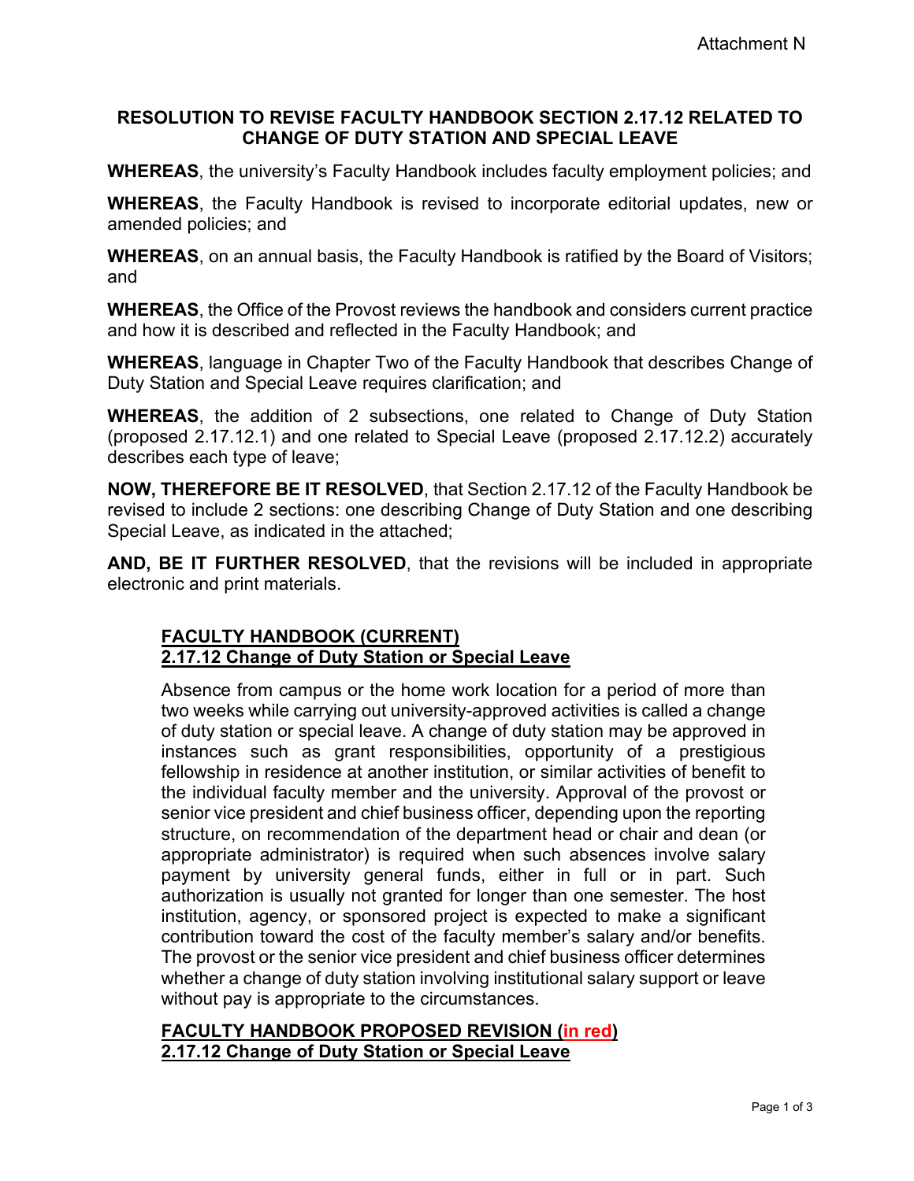Attachment N

# RESOLUTION TO REVISE FACULTY HANDBOOK SECTION 2.17.12 RELATED TO CHANGE OF DUTY STATION AND SPECIAL LEAVE

**WHEREAS**, the university's Faculty Handbook includes faculty employment policies; and

**WHEREAS**, the Faculty Handbook is revised to incorporate editorial updates, new or amended policies; and

**WHEREAS**, on an annual basis, the Faculty Handbook is ratified by the Board of Visitors; and

**WHEREAS**, the Office of the Provost reviews the handbook and considers current practice and how it is described and reflected in the Faculty Handbook; and

**WHEREAS**, language in Chapter Two of the Faculty Handbook that describes Change of Duty Station and Special Leave requires clarification; and

**WHEREAS**, the addition of 2 subsections, one related to Change of Duty Station (proposed 2.17.12.1) and one related to Special Leave (proposed 2.17.12.2) accurately describes each type of leave;

**NOW, THEREFORE BE IT RESOLVED**, that Section 2.17.12 of the Faculty Handbook be revised to include 2 sections: one describing Change of Duty Station and one describing Special Leave, as indicated in the attached;

**AND, BE IT FURTHER RESOLVED**, that the revisions will be included in appropriate electronic and print materials.

## FACULTY HANDBOOK (CURRENT)
## 2.17.12 Change of Duty Station or Special Leave

Absence from campus or the home work location for a period of more than two weeks while carrying out university-approved activities is called a change of duty station or special leave. A change of duty station may be approved in instances such as grant responsibilities, opportunity of a prestigious fellowship in residence at another institution, or similar activities of benefit to the individual faculty member and the university. Approval of the provost or senior vice president and chief business officer, depending upon the reporting structure, on recommendation of the department head or chair and dean (or appropriate administrator) is required when such absences involve salary payment by university general funds, either in full or in part. Such authorization is usually not granted for longer than one semester. The host institution, agency, or sponsored project is expected to make a significant contribution toward the cost of the faculty member's salary and/or benefits. The provost or the senior vice president and chief business officer determines whether a change of duty station involving institutional salary support or leave without pay is appropriate to the circumstances.

## FACULTY HANDBOOK PROPOSED REVISION (in red)
## 2.17.12 Change of Duty Station or Special Leave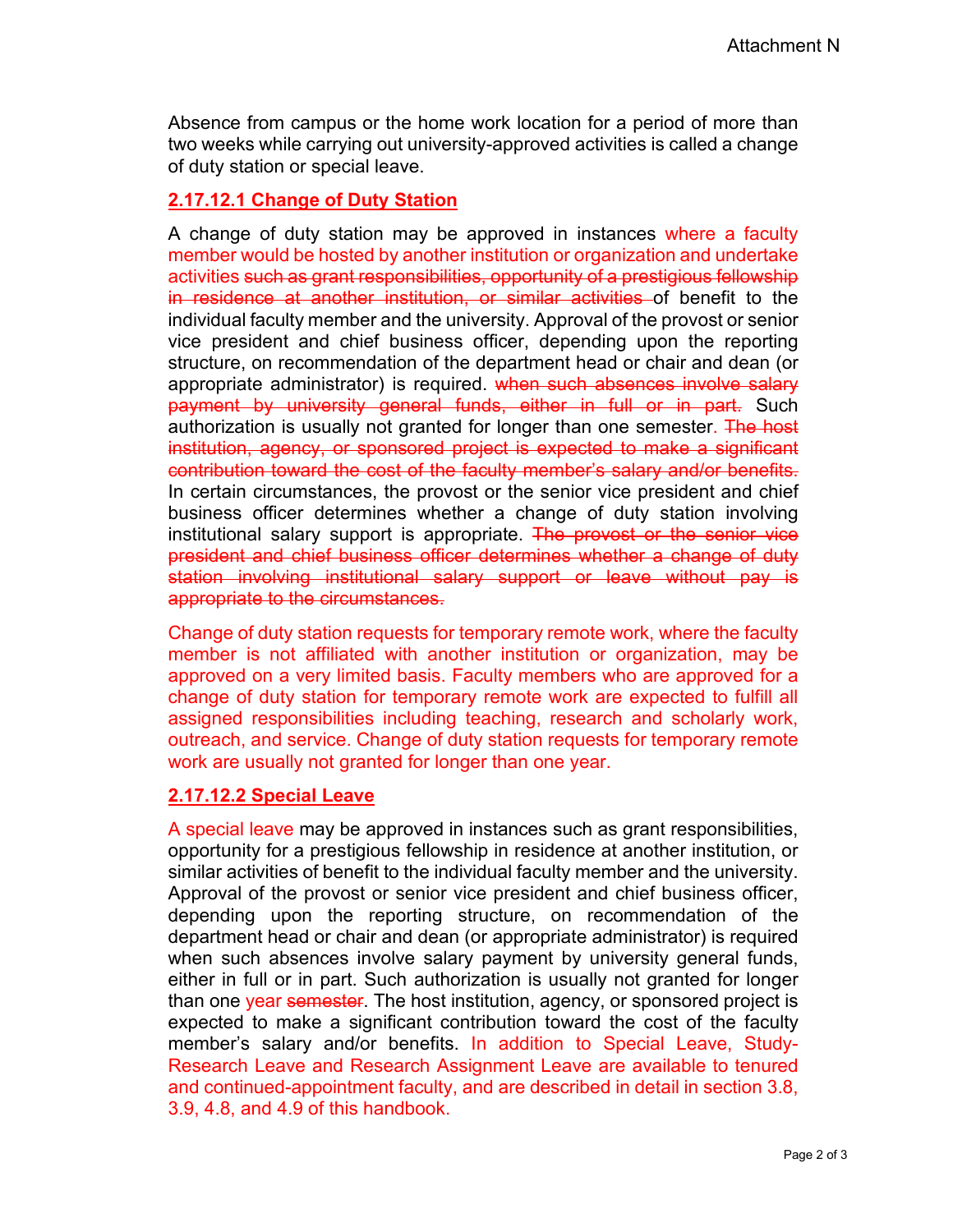Absence from campus or the home work location for a period of more than two weeks while carrying out university-approved activities is called a change of duty station or special leave.

### 2.17.12.1 Change of Duty Station

A change of duty station may be approved in instances where a faculty member would be hosted by another institution or organization and undertake activities ~~such as grant responsibilities, opportunity of a prestigious fellowship in residence at another institution, or similar activities~~ of benefit to the individual faculty member and the university. Approval of the provost or senior vice president and chief business officer, depending upon the reporting structure, on recommendation of the department head or chair and dean (or appropriate administrator) is required. ~~when such absences involve salary payment by university general funds, either in full or in part.~~ Such authorization is usually not granted for longer than one semester. ~~The host institution, agency, or sponsored project is expected to make a significant contribution toward the cost of the faculty member's salary and/or benefits.~~ In certain circumstances, the provost or the senior vice president and chief business officer determines whether a change of duty station involving institutional salary support is appropriate. ~~The provost or the senior vice president and chief business officer determines whether a change of duty station involving institutional salary support or leave without pay is appropriate to the circumstances.~~

Change of duty station requests for temporary remote work, where the faculty member is not affiliated with another institution or organization, may be approved on a very limited basis. Faculty members who are approved for a change of duty station for temporary remote work are expected to fulfill all assigned responsibilities including teaching, research and scholarly work, outreach, and service. Change of duty station requests for temporary remote work are usually not granted for longer than one year.

### 2.17.12.2 Special Leave

A special leave may be approved in instances such as grant responsibilities, opportunity for a prestigious fellowship in residence at another institution, or similar activities of benefit to the individual faculty member and the university. Approval of the provost or senior vice president and chief business officer, depending upon the reporting structure, on recommendation of the department head or chair and dean (or appropriate administrator) is required when such absences involve salary payment by university general funds, either in full or in part. Such authorization is usually not granted for longer than one year ~~semester~~. The host institution, agency, or sponsored project is expected to make a significant contribution toward the cost of the faculty member's salary and/or benefits. In addition to Special Leave, Study-Research Leave and Research Assignment Leave are available to tenured and continued-appointment faculty, and are described in detail in section 3.8, 3.9, 4.8, and 4.9 of this handbook.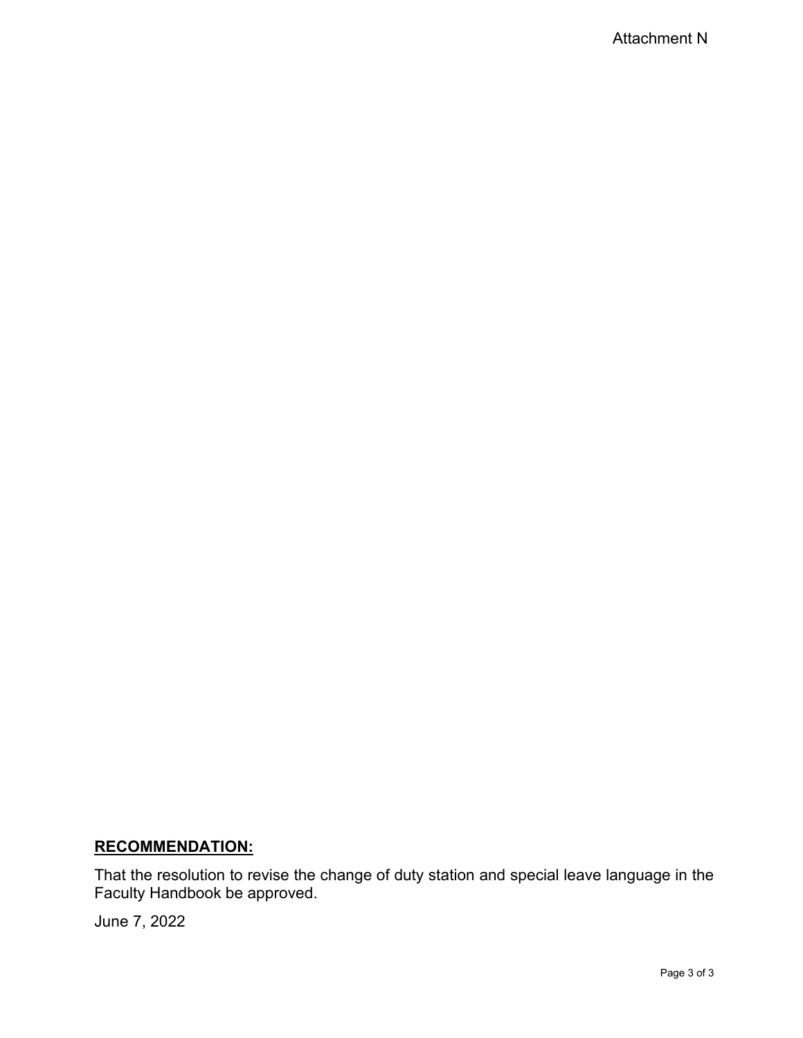Attachment N

**RECOMMENDATION:**

That the resolution to revise the change of duty station and special leave language in the Faculty Handbook be approved.

June 7, 2022